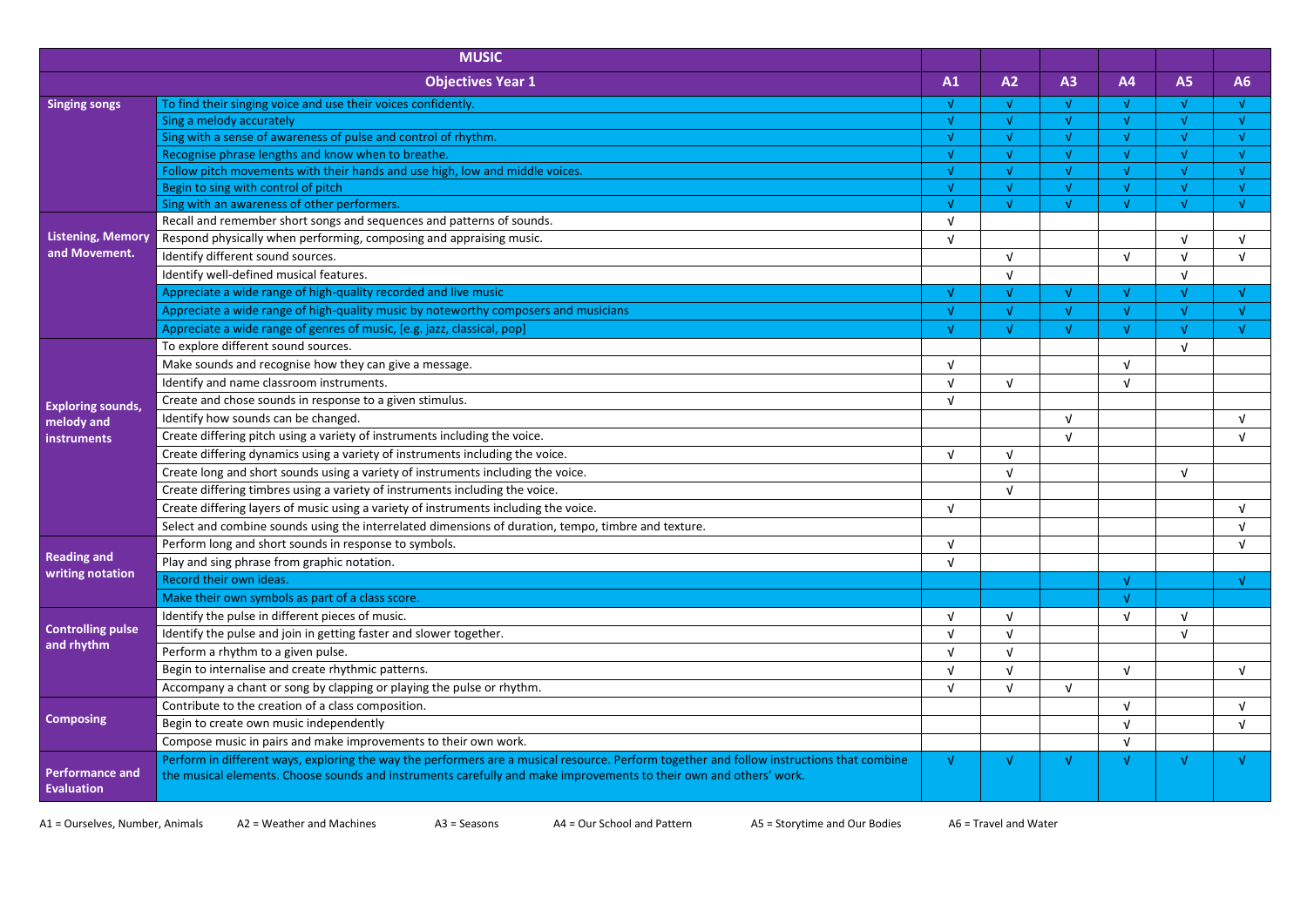| MUSIC | | | | | | | |
|---|---|---|---|---|---|---|---|
| **Objectives Year 1** | | **A1** | **A2** | **A3** | **A4** | **A5** | **A6** |
| **Singing songs** | To find their singing voice and use their voices confidently. | √ | √ | √ | √ | √ | √ |
| | Sing a melody accurately | √ | √ | √ | √ | √ | √ |
| | Sing with a sense of awareness of pulse and control of rhythm. | √ | √ | √ | √ | √ | √ |
| | Recognise phrase lengths and know when to breathe. | √ | √ | √ | √ | √ | √ |
| | Follow pitch movements with their hands and use high, low and middle voices. | √ | √ | √ | √ | √ | √ |
| | Begin to sing with control of pitch | √ | √ | √ | √ | √ | √ |
| | Sing with an awareness of other performers. | √ | √ | √ | √ | √ | √ |
| **Listening, Memory and Movement.** | Recall and remember short songs and sequences and patterns of sounds. | √ | | | | | |
| | Respond physically when performing, composing and appraising music. | √ | | | | √ | √ |
| | Identify different sound sources. | | √ | | √ | √ | √ |
| | Identify well-defined musical features. | | √ | | | √ | |
| | Appreciate a wide range of high-quality recorded and live music | √ | √ | √ | √ | √ | √ |
| | Appreciate a wide range of high-quality music by noteworthy composers and musicians | √ | √ | √ | √ | √ | √ |
| | Appreciate a wide range of genres of music, [e.g. jazz, classical, pop] | √ | √ | √ | √ | √ | √ |
| **Exploring sounds, melody and instruments** | To explore different sound sources. | | | | | √ | |
| | Make sounds and recognise how they can give a message. | √ | | | √ | | |
| | Identify and name classroom instruments. | √ | √ | | √ | | |
| | Create and chose sounds in response to a given stimulus. | √ | | | | | |
| | Identify how sounds can be changed. | | | √ | | | √ |
| | Create differing pitch using a variety of instruments including the voice. | | | √ | | | √ |
| | Create differing dynamics using a variety of instruments including the voice. | √ | √ | | | | |
| | Create long and short sounds using a variety of instruments including the voice. | | √ | | | √ | |
| | Create differing timbres using a variety of instruments including the voice. | | √ | | | | |
| | Create differing layers of music using a variety of instruments including the voice. | √ | | | | | √ |
| | Select and combine sounds using the interrelated dimensions of duration, tempo, timbre and texture. | | | | | | √ |
| **Reading and writing notation** | Perform long and short sounds in response to symbols. | √ | | | | | √ |
| | Play and sing phrase from graphic notation. | √ | | | | | |
| | Record their own ideas. | | | | √ | | √ |
| | Make their own symbols as part of a class score. | | | | √ | | |
| **Controlling pulse and rhythm** | Identify the pulse in different pieces of music. | √ | √ | | √ | √ | |
| | Identify the pulse and join in getting faster and slower together. | √ | √ | | | √ | |
| | Perform a rhythm to a given pulse. | √ | √ | | | | |
| | Begin to internalise and create rhythmic patterns. | √ | √ | | √ | | √ |
| | Accompany a chant or song by clapping or playing the pulse or rhythm. | √ | √ | √ | | | |
| **Composing** | Contribute to the creation of a class composition. | | | | √ | | √ |
| | Begin to create own music independently | | | | √ | | √ |
| | Compose music in pairs and make improvements to their own work. | | | | √ | | |
| **Performance and Evaluation** | Perform in different ways, exploring the way the performers are a musical resource. Perform together and follow instructions that combine the musical elements. Choose sounds and instruments carefully and make improvements to their own and others' work. | √ | √ | √ | √ | √ | √ |

A1 = Ourselves, Number, Animals A2 = Weather and Machines A3 = Seasons A4 = Our School and Pattern A5 = Storytime and Our Bodies A6 = Travel and Water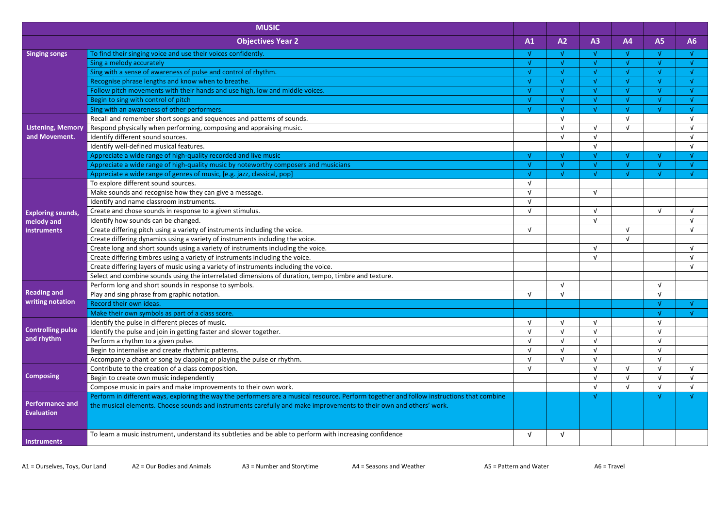| MUSIC | | | | | | | |
|---|---|---|---|---|---|---|---|
| | **Objectives Year 2** | **A1** | **A2** | **A3** | **A4** | **A5** | **A6** |
| **Singing songs** | To find their singing voice and use their voices confidently. | √ | √ | √ | √ | √ | √ |
| | Sing a melody accurately | √ | √ | √ | √ | √ | √ |
| | Sing with a sense of awareness of pulse and control of rhythm. | √ | √ | √ | √ | √ | √ |
| | Recognise phrase lengths and know when to breathe. | √ | √ | √ | √ | √ | √ |
| | Follow pitch movements with their hands and use high, low and middle voices. | √ | √ | √ | √ | √ | √ |
| | Begin to sing with control of pitch | √ | √ | √ | √ | √ | √ |
| | Sing with an awareness of other performers. | √ | √ | √ | √ | √ | √ |
| **Listening, Memory and Movement.** | Recall and remember short songs and sequences and patterns of sounds. | | √ | | √ | | √ |
| | Respond physically when performing, composing and appraising music. | | √ | √ | √ | | √ |
| | Identify different sound sources. | | √ | √ | | | √ |
| | Identify well-defined musical features. | | | √ | | | √ |
| | Appreciate a wide range of high-quality recorded and live music | √ | √ | √ | √ | √ | √ |
| | Appreciate a wide range of high-quality music by noteworthy composers and musicians | √ | √ | √ | √ | √ | √ |
| | Appreciate a wide range of genres of music, [e.g. jazz, classical, pop] | √ | √ | √ | √ | √ | √ |
| **Exploring sounds, melody and instruments** | To explore different sound sources. | √ | | | | | |
| | Make sounds and recognise how they can give a message. | √ | | √ | | | |
| | Identify and name classroom instruments. | √ | | | | | |
| | Create and chose sounds in response to a given stimulus. | √ | | √ | | √ | √ |
| | Identify how sounds can be changed. | | | √ | | | √ |
| | Create differing pitch using a variety of instruments including the voice. | √ | | | √ | | √ |
| | Create differing dynamics using a variety of instruments including the voice. | | | | √ | | |
| | Create long and short sounds using a variety of instruments including the voice. | | | √ | | | √ |
| | Create differing timbres using a variety of instruments including the voice. | | | √ | | | √ |
| | Create differing layers of music using a variety of instruments including the voice. | | | | | | √ |
| | Select and combine sounds using the interrelated dimensions of duration, tempo, timbre and texture. | | | | | | |
| **Reading and writing notation** | Perform long and short sounds in response to symbols. | | √ | | | √ | |
| | Play and sing phrase from graphic notation. | √ | √ | | | √ | |
| | Record their own ideas. | | | | | √ | √ |
| | Make their own symbols as part of a class score. | | | | | √ | √ |
| **Controlling pulse and rhythm** | Identify the pulse in different pieces of music. | √ | √ | √ | | √ | |
| | Identify the pulse and join in getting faster and slower together. | √ | √ | √ | | √ | |
| | Perform a rhythm to a given pulse. | √ | √ | √ | | √ | |
| | Begin to internalise and create rhythmic patterns. | √ | √ | √ | | √ | |
| | Accompany a chant or song by clapping or playing the pulse or rhythm. | √ | √ | √ | | √ | |
| **Composing** | Contribute to the creation of a class composition. | √ | | √ | √ | √ | √ |
| | Begin to create own music independently | | | √ | √ | √ | √ |
| | Compose music in pairs and make improvements to their own work. | | | √ | √ | √ | √ |
| **Performance and Evaluation** | Perform in different ways, exploring the way the performers are a musical resource. Perform together and follow instructions that combine the musical elements. Choose sounds and instruments carefully and make improvements to their own and others' work. | | | √ | | √ | √ |
| **Instruments** | To learn a music instrument, understand its subtleties and be able to perform with increasing confidence | √ | √ | | | | |

A1 = Ourselves, Toys, Our Land A2 = Our Bodies and Animals A3 = Number and Storytime A4 = Seasons and Weather A5 = Pattern and Water A6 = Travel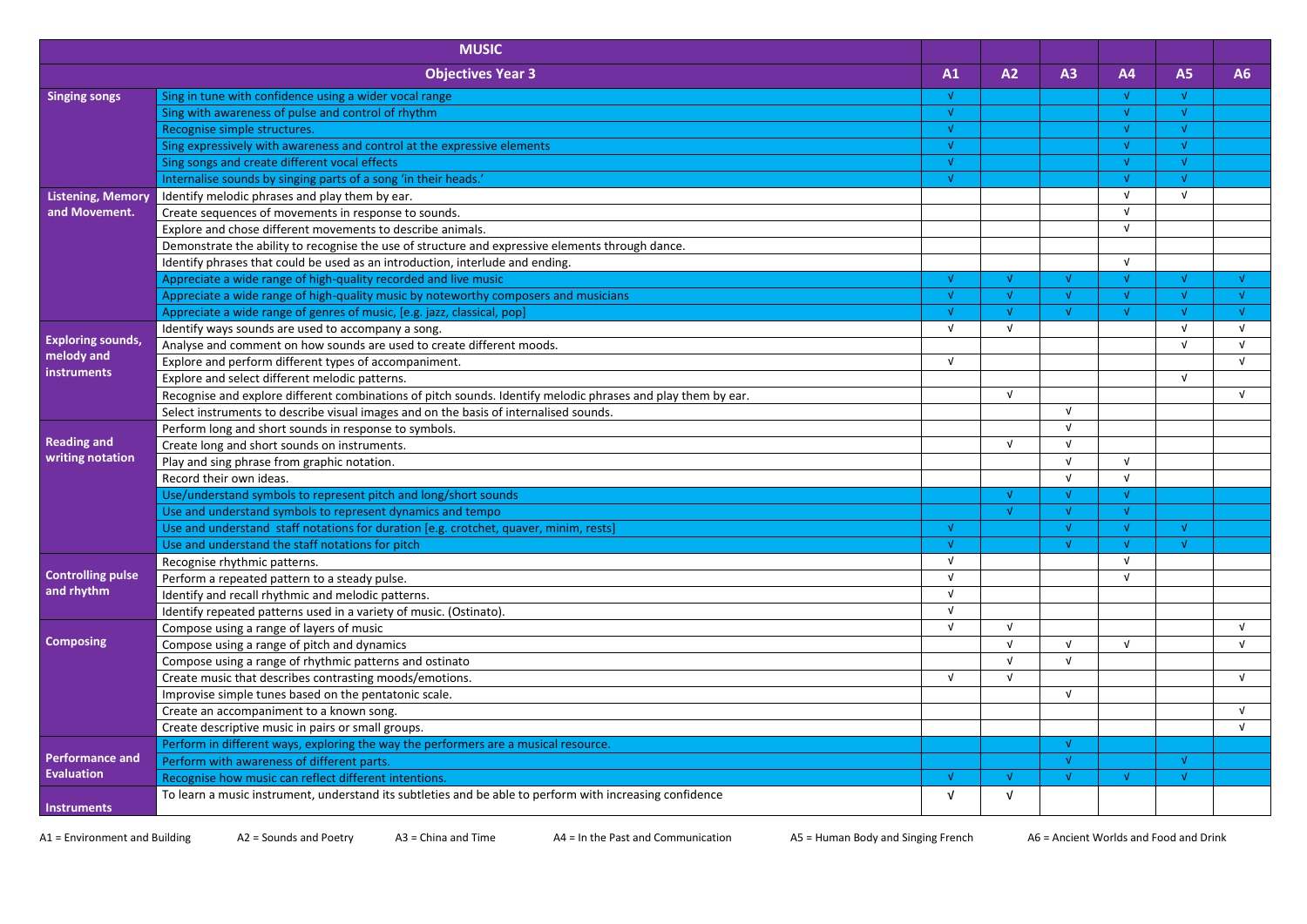| MUSIC | | | | | | | |
|---|---|---|---|---|---|---|---|
| | **Objectives Year 3** | **A1** | **A2** | **A3** | **A4** | **A5** | **A6** |
| **Singing songs** | Sing in tune with confidence using a wider vocal range | √ | | | √ | √ | |
| | Sing with awareness of pulse and control of rhythm | √ | | | √ | √ | |
| | Recognise simple structures. | √ | | | √ | √ | |
| | Sing expressively with awareness and control at the expressive elements | √ | | | √ | √ | |
| | Sing songs and create different vocal effects | √ | | | √ | √ | |
| | Internalise sounds by singing parts of a song 'in their heads.' | √ | | | √ | √ | |
| **Listening, Memory and Movement.** | Identify melodic phrases and play them by ear. | | | | √ | √ | |
| | Create sequences of movements in response to sounds. | | | | √ | | |
| | Explore and chose different movements to describe animals. | | | | √ | | |
| | Demonstrate the ability to recognise the use of structure and expressive elements through dance. | | | | | | |
| | Identify phrases that could be used as an introduction, interlude and ending. | | | | √ | | |
| | Appreciate a wide range of high-quality recorded and live music | √ | √ | √ | √ | √ | √ |
| | Appreciate a wide range of high-quality music by noteworthy composers and musicians | √ | √ | √ | √ | √ | √ |
| | Appreciate a wide range of genres of music, [e.g. jazz, classical, pop] | √ | √ | √ | √ | √ | √ |
| **Exploring sounds, melody and instruments** | Identify ways sounds are used to accompany a song. | √ | √ | | | √ | √ |
| | Analyse and comment on how sounds are used to create different moods. | | | | | √ | √ |
| | Explore and perform different types of accompaniment. | √ | | | | | √ |
| | Explore and select different melodic patterns. | | | | | √ | |
| | Recognise and explore different combinations of pitch sounds. Identify melodic phrases and play them by ear. | | √ | | | | √ |
| | Select instruments to describe visual images and on the basis of internalised sounds. | | | √ | | | |
| **Reading and writing notation** | Perform long and short sounds in response to symbols. | | | √ | | | |
| | Create long and short sounds on instruments. | | √ | √ | | | |
| | Play and sing phrase from graphic notation. | | | √ | √ | | |
| | Record their own ideas. | | | √ | √ | | |
| | Use/understand symbols to represent pitch and long/short sounds | | √ | √ | √ | | |
| | Use and understand symbols to represent dynamics and tempo | | √ | √ | √ | | |
| | Use and understand staff notations for duration [e.g. crotchet, quaver, minim, rests] | √ | | √ | √ | √ | |
| | Use and understand the staff notations for pitch | √ | | √ | √ | √ | |
| **Controlling pulse and rhythm** | Recognise rhythmic patterns. | √ | | | √ | | |
| | Perform a repeated pattern to a steady pulse. | √ | | | √ | | |
| | Identify and recall rhythmic and melodic patterns. | √ | | | | | |
| | Identify repeated patterns used in a variety of music. (Ostinato). | √ | | | | | |
| **Composing** | Compose using a range of layers of music | √ | √ | | | | √ |
| | Compose using a range of pitch and dynamics | | √ | √ | √ | | √ |
| | Compose using a range of rhythmic patterns and ostinato | | √ | √ | | | |
| | Create music that describes contrasting moods/emotions. | √ | √ | | | | √ |
| | Improvise simple tunes based on the pentatonic scale. | | | √ | | | |
| | Create an accompaniment to a known song. | | | | | | √ |
| | Create descriptive music in pairs or small groups. | | | | | | √ |
| **Performance and Evaluation** | Perform in different ways, exploring the way the performers are a musical resource. | | | √ | | | |
| | Perform with awareness of different parts. | | | √ | | √ | |
| | Recognise how music can reflect different intentions. | √ | √ | √ | √ | √ | |
| **Instruments** | To learn a music instrument, understand its subtleties and be able to perform with increasing confidence | √ | √ | | | | |

A1 = Environment and Building  A2 = Sounds and Poetry  A3 = China and Time  A4 = In the Past and Communication  A5 = Human Body and Singing French  A6 = Ancient Worlds and Food and Drink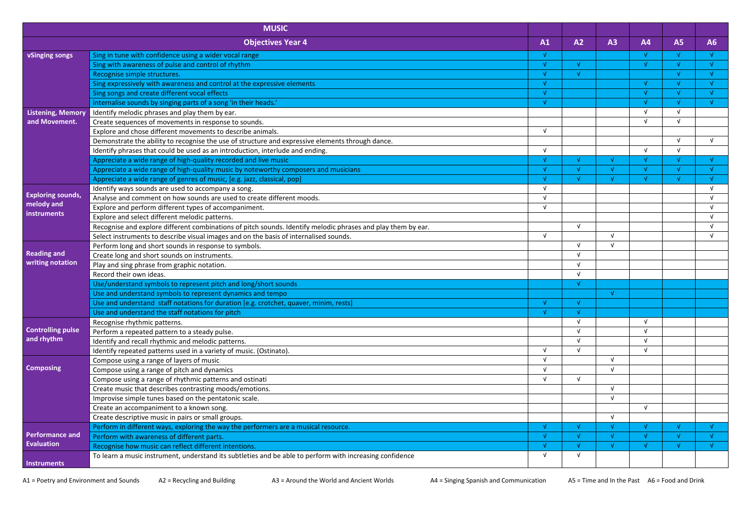| MUSIC | | | | | | | |
|---|---|---|---|---|---|---|---|
| | Objectives Year 4 | A1 | A2 | A3 | A4 | A5 | A6 |
| vSinging songs | Sing in tune with confidence using a wider vocal range | √ | | | √ | √ | √ |
| | Sing with awareness of pulse and control of rhythm | √ | √ | | √ | √ | √ |
| | Recognise simple structures. | √ | √ | | | √ | √ |
| | Sing expressively with awareness and control at the expressive elements | √ | | | √ | √ | √ |
| | Sing songs and create different vocal effects | √ | | | √ | √ | √ |
| | Internalise sounds by singing parts of a song 'in their heads.' | √ | | | √ | √ | √ |
| Listening, Memory and Movement. | Identify melodic phrases and play them by ear. | | | | √ | √ | |
| | Create sequences of movements in response to sounds. | | | | √ | √ | |
| | Explore and chose different movements to describe animals. | √ | | | | | |
| | Demonstrate the ability to recognise the use of structure and expressive elements through dance. | | | | | √ | √ |
| | Identify phrases that could be used as an introduction, interlude and ending. | √ | | | √ | √ | |
| | Appreciate a wide range of high-quality recorded and live music | √ | √ | √ | √ | √ | √ |
| | Appreciate a wide range of high-quality music by noteworthy composers and musicians | √ | √ | √ | √ | √ | √ |
| | Appreciate a wide range of genres of music, [e.g. jazz, classical, pop] | √ | √ | √ | √ | √ | √ |
| Exploring sounds, melody and instruments | Identify ways sounds are used to accompany a song. | √ | | | | | √ |
| | Analyse and comment on how sounds are used to create different moods. | √ | | | | | √ |
| | Explore and perform different types of accompaniment. | √ | | | | | √ |
| | Explore and select different melodic patterns. | | | | | | √ |
| | Recognise and explore different combinations of pitch sounds. Identify melodic phrases and play them by ear. | | √ | | | | √ |
| | Select instruments to describe visual images and on the basis of internalised sounds. | √ | | √ | | | √ |
| Reading and writing notation | Perform long and short sounds in response to symbols. | | √ | √ | | | |
| | Create long and short sounds on instruments. | | √ | | | | |
| | Play and sing phrase from graphic notation. | | √ | | | | |
| | Record their own ideas. | | √ | | | | |
| | Use/understand symbols to represent pitch and long/short sounds | | √ | | | | |
| | Use and understand symbols to represent dynamics and tempo | | | √ | | | |
| | Use and understand staff notations for duration [e.g. crotchet, quaver, minim, rests] | √ | √ | | | | |
| | Use and understand the staff notations for pitch | √ | √ | | | | |
| Controlling pulse and rhythm | Recognise rhythmic patterns. | | √ | | √ | | |
| | Perform a repeated pattern to a steady pulse. | | √ | | √ | | |
| | Identify and recall rhythmic and melodic patterns. | | √ | | √ | | |
| | Identify repeated patterns used in a variety of music. (Ostinato). | √ | √ | | √ | | |
| Composing | Compose using a range of layers of music | √ | | √ | | | |
| | Compose using a range of pitch and dynamics | √ | | √ | | | |
| | Compose using a range of rhythmic patterns and ostinati | √ | √ | | | | |
| | Create music that describes contrasting moods/emotions. | | | √ | | | |
| | Improvise simple tunes based on the pentatonic scale. | | | √ | | | |
| | Create an accompaniment to a known song. | | | | √ | | |
| | Create descriptive music in pairs or small groups. | | | √ | | | |
| Performance and Evaluation | Perform in different ways, exploring the way the performers are a musical resource. | √ | √ | √ | √ | √ | √ |
| | Perform with awareness of different parts. | √ | √ | √ | √ | √ | √ |
| | Recognise how music can reflect different intentions. | √ | √ | √ | √ | √ | √ |
| Instruments | To learn a music instrument, understand its subtleties and be able to perform with increasing confidence | √ | √ | | | | |

A1 = Poetry and Environment and Sounds A2 = Recycling and Building A3 = Around the World and Ancient Worlds A4 = Singing Spanish and Communication A5 = Time and In the Past A6 = Food and Drink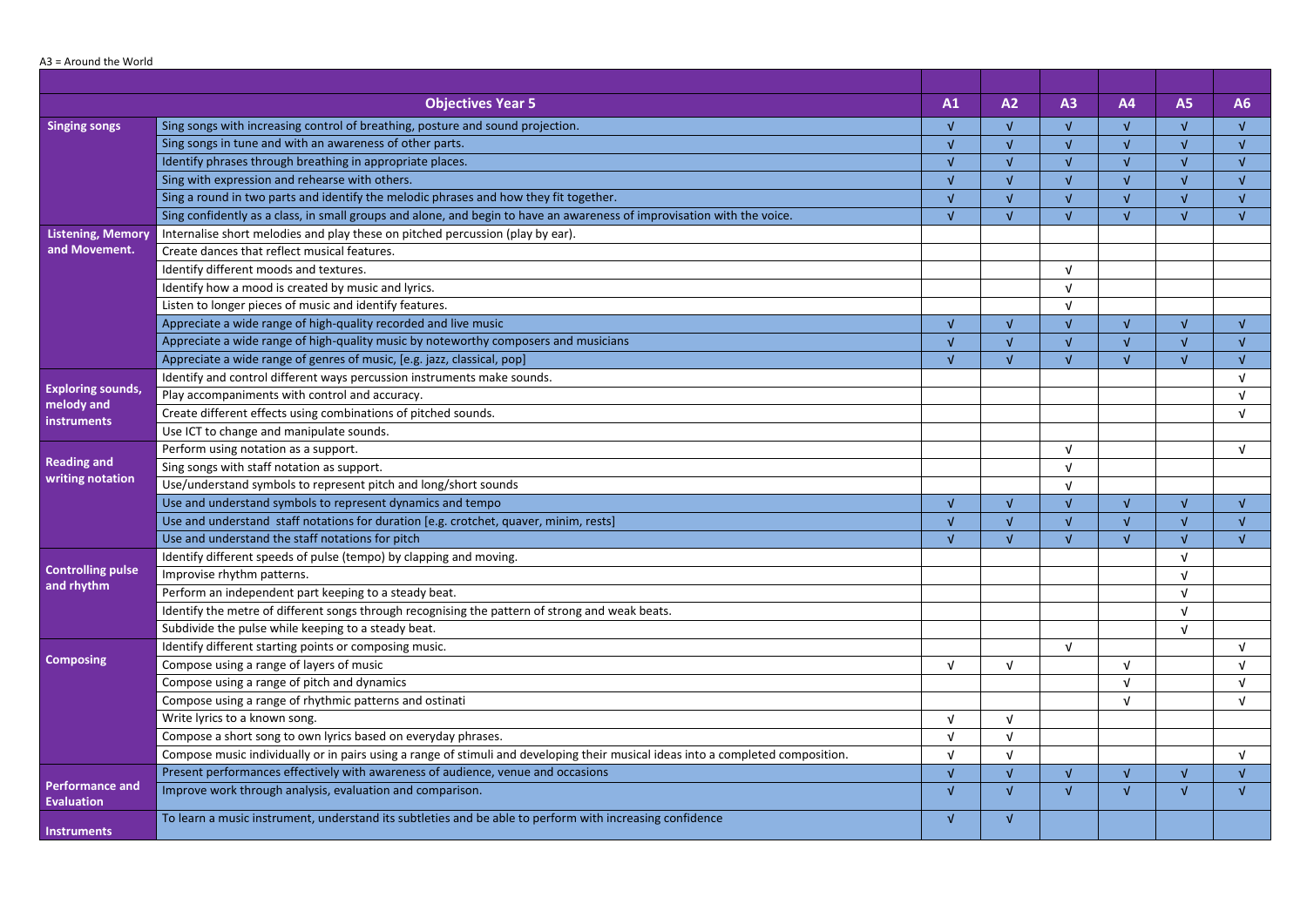A3 = Around the World

| | Objectives Year 5 | A1 | A2 | A3 | A4 | A5 | A6 |
|---|---|---|---|---|---|---|---|
| Singing songs | Sing songs with increasing control of breathing, posture and sound projection. | √ | √ | √ | √ | √ | √ |
| | Sing songs in tune and with an awareness of other parts. | √ | √ | √ | √ | √ | √ |
| | Identify phrases through breathing in appropriate places. | √ | √ | √ | √ | √ | √ |
| | Sing with expression and rehearse with others. | √ | √ | √ | √ | √ | √ |
| | Sing a round in two parts and identify the melodic phrases and how they fit together. | √ | √ | √ | √ | √ | √ |
| | Sing confidently as a class, in small groups and alone, and begin to have an awareness of improvisation with the voice. | √ | √ | √ | √ | √ | √ |
| Listening, Memory and Movement. | Internalise short melodies and play these on pitched percussion (play by ear). | | | | | | |
| | Create dances that reflect musical features. | | | | | | |
| | Identify different moods and textures. | | | √ | | | |
| | Identify how a mood is created by music and lyrics. | | | √ | | | |
| | Listen to longer pieces of music and identify features. | | | √ | | | |
| | Appreciate a wide range of high-quality recorded and live music | √ | √ | √ | √ | √ | √ |
| | Appreciate a wide range of high-quality music by noteworthy composers and musicians | √ | √ | √ | √ | √ | √ |
| | Appreciate a wide range of genres of music, [e.g. jazz, classical, pop] | √ | √ | √ | √ | √ | √ |
| Exploring sounds, melody and instruments | Identify and control different ways percussion instruments make sounds. | | | | | | √ |
| | Play accompaniments with control and accuracy. | | | | | | √ |
| | Create different effects using combinations of pitched sounds. | | | | | | √ |
| | Use ICT to change and manipulate sounds. | | | | | | |
| Reading and writing notation | Perform using notation as a support. | | | √ | | | √ |
| | Sing songs with staff notation as support. | | | √ | | | |
| | Use/understand symbols to represent pitch and long/short sounds | | | √ | | | |
| | Use and understand symbols to represent dynamics and tempo | √ | √ | √ | √ | √ | √ |
| | Use and understand staff notations for duration [e.g. crotchet, quaver, minim, rests] | √ | √ | √ | √ | √ | √ |
| | Use and understand the staff notations for pitch | √ | √ | √ | √ | √ | √ |
| Controlling pulse and rhythm | Identify different speeds of pulse (tempo) by clapping and moving. | | | | | √ | |
| | Improvise rhythm patterns. | | | | | √ | |
| | Perform an independent part keeping to a steady beat. | | | | | √ | |
| | Identify the metre of different songs through recognising the pattern of strong and weak beats. | | | | | √ | |
| | Subdivide the pulse while keeping to a steady beat. | | | | | √ | |
| Composing | Identify different starting points or composing music. | | | √ | | | √ |
| | Compose using a range of layers of music | √ | √ | | √ | | √ |
| | Compose using a range of pitch and dynamics | | | | √ | | √ |
| | Compose using a range of rhythmic patterns and ostinati | | | | √ | | √ |
| | Write lyrics to a known song. | √ | √ | | | | |
| | Compose a short song to own lyrics based on everyday phrases. | √ | √ | | | | |
| | Compose music individually or in pairs using a range of stimuli and developing their musical ideas into a completed composition. | √ | √ | | | | √ |
| Performance and Evaluation | Present performances effectively with awareness of audience, venue and occasions | √ | √ | √ | √ | √ | √ |
| | Improve work through analysis, evaluation and comparison. | √ | √ | √ | √ | √ | √ |
| Instruments | To learn a music instrument, understand its subtleties and be able to perform with increasing confidence | √ | √ | | | | |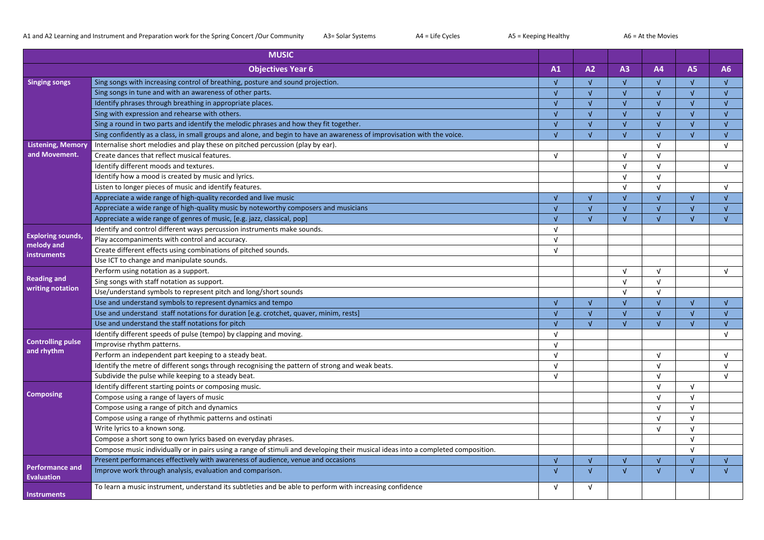A1 and A2 Learning and Instrument and Preparation work for the Spring Concert /Our Community A3= Solar Systems A4 = Life Cycles A5 = Keeping Healthy A6 = At the Movies

| MUSIC | | | | | | | |
|---|---|---|---|---|---|---|---|
| **Objectives Year 6** | | **A1** | **A2** | **A3** | **A4** | **A5** | **A6** |
| **Singing songs** | Sing songs with increasing control of breathing, posture and sound projection. | √ | √ | √ | √ | √ | √ |
| | Sing songs in tune and with an awareness of other parts. | √ | √ | √ | √ | √ | √ |
| | Identify phrases through breathing in appropriate places. | √ | √ | √ | √ | √ | √ |
| | Sing with expression and rehearse with others. | √ | √ | √ | √ | √ | √ |
| | Sing a round in two parts and identify the melodic phrases and how they fit together. | √ | √ | √ | √ | √ | √ |
| | Sing confidently as a class, in small groups and alone, and begin to have an awareness of improvisation with the voice. | √ | √ | √ | √ | √ | √ |
| **Listening, Memory and Movement.** | Internalise short melodies and play these on pitched percussion (play by ear). | | | | √ | | √ |
| | Create dances that reflect musical features. | √ | | √ | √ | | |
| | Identify different moods and textures. | | | √ | √ | | √ |
| | Identify how a mood is created by music and lyrics. | | | √ | √ | | |
| | Listen to longer pieces of music and identify features. | | | √ | √ | | √ |
| | Appreciate a wide range of high-quality recorded and live music | √ | √ | √ | √ | √ | √ |
| | Appreciate a wide range of high-quality music by noteworthy composers and musicians | √ | √ | √ | √ | √ | √ |
| | Appreciate a wide range of genres of music, [e.g. jazz, classical, pop] | √ | √ | √ | √ | √ | √ |
| **Exploring sounds, melody and instruments** | Identify and control different ways percussion instruments make sounds. | √ | | | | | |
| | Play accompaniments with control and accuracy. | √ | | | | | |
| | Create different effects using combinations of pitched sounds. | √ | | | | | |
| | Use ICT to change and manipulate sounds. | | | | | | |
| **Reading and writing notation** | Perform using notation as a support. | | | √ | √ | | √ |
| | Sing songs with staff notation as support. | | | √ | √ | | |
| | Use/understand symbols to represent pitch and long/short sounds | | | √ | √ | | |
| | Use and understand symbols to represent dynamics and tempo | √ | √ | √ | √ | √ | √ |
| | Use and understand staff notations for duration [e.g. crotchet, quaver, minim, rests] | √ | √ | √ | √ | √ | √ |
| | Use and understand the staff notations for pitch | √ | √ | √ | √ | √ | √ |
| **Controlling pulse and rhythm** | Identify different speeds of pulse (tempo) by clapping and moving. | √ | | | | | √ |
| | Improvise rhythm patterns. | √ | | | | | |
| | Perform an independent part keeping to a steady beat. | √ | | | √ | | √ |
| | Identify the metre of different songs through recognising the pattern of strong and weak beats. | √ | | | √ | | √ |
| | Subdivide the pulse while keeping to a steady beat. | √ | | | √ | | √ |
| **Composing** | Identify different starting points or composing music. | | | | √ | √ | |
| | Compose using a range of layers of music | | | | √ | √ | |
| | Compose using a range of pitch and dynamics | | | | √ | √ | |
| | Compose using a range of rhythmic patterns and ostinati | | | | √ | √ | |
| | Write lyrics to a known song. | | | | √ | √ | |
| | Compose a short song to own lyrics based on everyday phrases. | | | | | √ | |
| | Compose music individually or in pairs using a range of stimuli and developing their musical ideas into a completed composition. | | | | | √ | |
| **Performance and Evaluation** | Present performances effectively with awareness of audience, venue and occasions | √ | √ | √ | √ | √ | √ |
| | Improve work through analysis, evaluation and comparison. | √ | √ | √ | √ | √ | √ |
| **Instruments** | To learn a music instrument, understand its subtleties and be able to perform with increasing confidence | √ | √ | | | | |